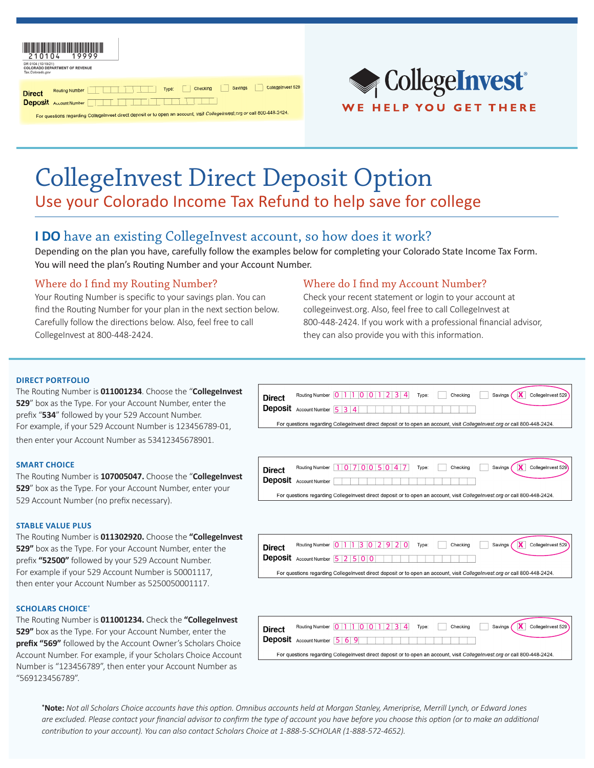210104 19999

DR 0104 (10/19/21)
COLORADO DEPARTMENT OF REVENUE
Tax.Colorado.gov

**Direct Deposit** Routing Number Type: Checking Savings CollegeInvest 529
Account Number

For questions regarding CollegeInvest direct deposit or to open an account, visit *CollegeInvest.org or* call 800-448-2424.

CollegeInvest®

WE HELP YOU GET THERE

# CollegeInvest Direct Deposit Option

## Use your Colorado Income Tax Refund to help save for college

## **I DO** have an existing CollegeInvest account, so how does it work?

Depending on the plan you have, carefully follow the examples below for completing your Colorado State Income Tax Form. You will need the plan's Routing Number and your Account Number.

### Where do I find my Routing Number?

Your Routing Number is specific to your savings plan. You can find the Routing Number for your plan in the next section below. Carefully follow the directions below. Also, feel free to call CollegeInvest at 800-448-2424.

### Where do I find my Account Number?

Check your recent statement or login to your account at collegeinvest.org. Also, feel free to call CollegeInvest at 800-448-2424. If you work with a professional financial advisor, they can also provide you with this information.

#### DIRECT PORTFOLIO

The Routing Number is **011001234**. Choose the "**CollegeInvest 529**" box as the Type. For your Account Number, enter the prefix "**534**" followed by your 529 Account Number. For example, if your 529 Account Number is 123456789-01, then enter your Account Number as 53412345678901.

**Direct Deposit** Routing Number: 0 1 1 0 0 1 2 3 4 Type: Checking Savings **X** CollegeInvest 529
Account Number: 5 3 4

For questions regarding CollegeInvest direct deposit or to open an account, visit *CollegeInvest.org or* call 800-448-2424.

#### SMART CHOICE

The Routing Number is **107005047.** Choose the "**CollegeInvest 529**" box as the Type. For your Account Number, enter your 529 Account Number (no prefix necessary).

**Direct Deposit** Routing Number: 1 0 7 0 0 5 0 4 7 Type: Checking Savings **X** CollegeInvest 529
Account Number:

For questions regarding CollegeInvest direct deposit or to open an account, visit *CollegeInvest.org or* call 800-448-2424.

#### STABLE VALUE PLUS

The Routing Number is **011302920.** Choose the **"CollegeInvest 529"** box as the Type. For your Account Number, enter the prefix **"52500"** followed by your 529 Account Number. For example if your 529 Account Number is 50001117, then enter your Account Number as 5250050001117.

**Direct Deposit** Routing Number: 0 1 1 3 0 2 9 2 0 Type: Checking Savings **X** CollegeInvest 529
Account Number: 5 2 5 0 0

For questions regarding CollegeInvest direct deposit or to open an account, visit *CollegeInvest.org or* call 800-448-2424.

#### SCHOLARS CHOICE*

The Routing Number is **011001234.** Check the **"CollegeInvest 529"** box as the Type. For your Account Number, enter the **prefix "569"** followed by the Account Owner's Scholars Choice Account Number. For example, if your Scholars Choice Account Number is "123456789", then enter your Account Number as "569123456789".

**Direct Deposit** Routing Number: 0 1 1 0 0 1 2 3 4 Type: Checking Savings **X** CollegeInvest 529
Account Number: 5 6 9

For questions regarding CollegeInvest direct deposit or to open an account, visit *CollegeInvest.org or* call 800-448-2424.

***Note:** *Not all Scholars Choice accounts have this option. Omnibus accounts held at Morgan Stanley, Ameriprise, Merrill Lynch, or Edward Jones are excluded. Please contact your financial advisor to confirm the type of account you have before you choose this option (or to make an additional contribution to your account). You can also contact Scholars Choice at 1-888-5-SCHOLAR (1-888-572-4652).*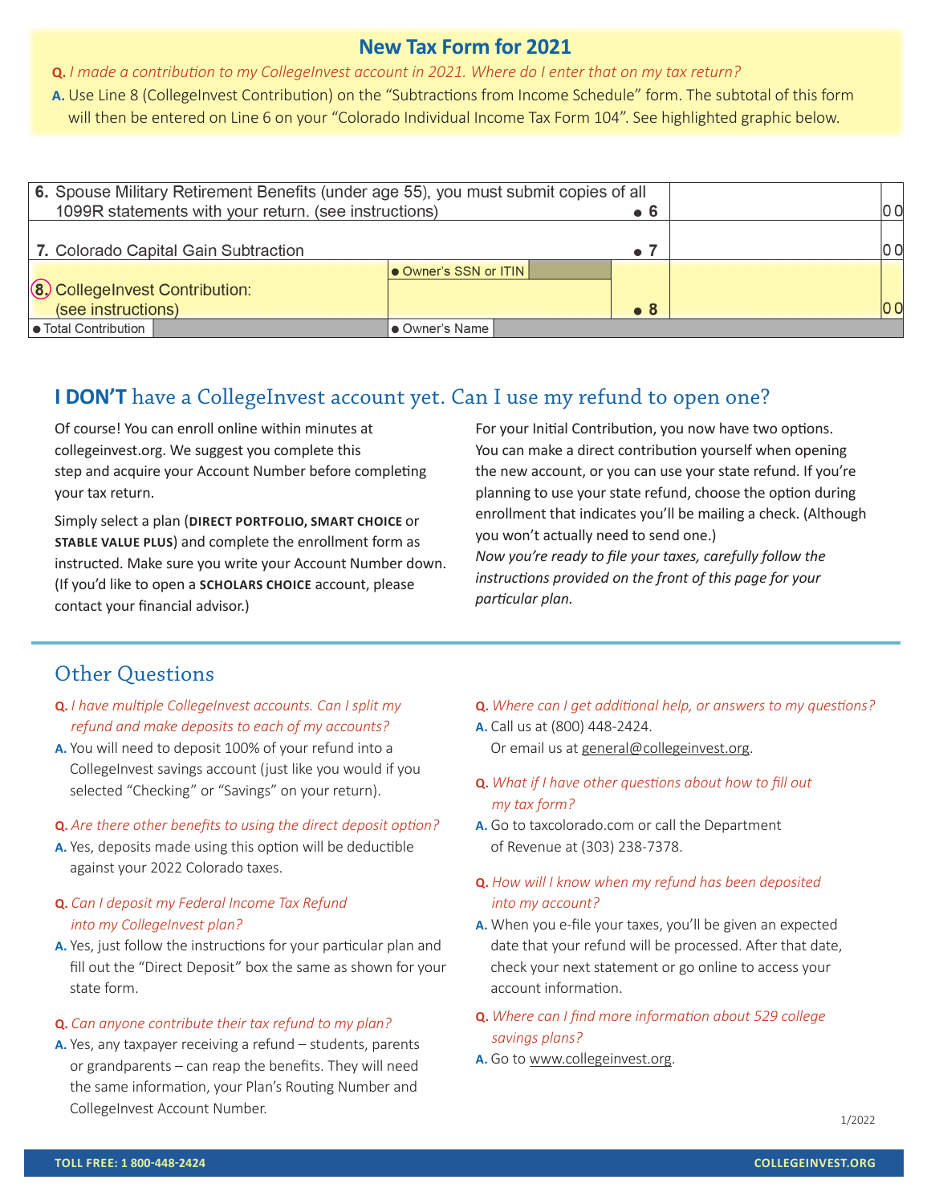## New Tax Form for 2021

**Q.** *I made a contribution to my CollegeInvest account in 2021. Where do I enter that on my tax return?*

**A.** Use Line 8 (CollegeInvest Contribution) on the "Subtractions from Income Schedule" form. The subtotal of this form will then be entered on Line 6 on your "Colorado Individual Income Tax Form 104". See highlighted graphic below.

| | | | | |
|---|---|---|---|---|
| **6.** Spouse Military Retirement Benefits (under age 55), you must submit copies of all 1099R statements with your return. (see instructions) | | ● 6 | | 00 |
| **7.** Colorado Capital Gain Subtraction | | ● 7 | | 00 |
| **8.** CollegeInvest Contribution: (see instructions) | ● Owner's SSN or ITIN | ● 8 | | 00 |
| ● Total Contribution | ● Owner's Name | | | |

## I DON'T have a CollegeInvest account yet. Can I use my refund to open one?

Of course! You can enroll online within minutes at collegeinvest.org. We suggest you complete this step and acquire your Account Number before completing your tax return.

Simply select a plan (**DIRECT PORTFOLIO, SMART CHOICE** or **STABLE VALUE PLUS**) and complete the enrollment form as instructed. Make sure you write your Account Number down. (If you'd like to open a **SCHOLARS CHOICE** account, please contact your financial advisor.)

For your Initial Contribution, you now have two options. You can make a direct contribution yourself when opening the new account, or you can use your state refund. If you're planning to use your state refund, choose the option during enrollment that indicates you'll be mailing a check. (Although you won't actually need to send one.)

*Now you're ready to file your taxes, carefully follow the instructions provided on the front of this page for your particular plan.*

## Other Questions

**Q.** *I have multiple CollegeInvest accounts. Can I split my refund and make deposits to each of my accounts?*

**A.** You will need to deposit 100% of your refund into a CollegeInvest savings account (just like you would if you selected "Checking" or "Savings" on your return).

**Q.** *Are there other benefits to using the direct deposit option?*

**A.** Yes, deposits made using this option will be deductible against your 2022 Colorado taxes.

**Q.** *Can I deposit my Federal Income Tax Refund into my CollegeInvest plan?*

**A.** Yes, just follow the instructions for your particular plan and fill out the "Direct Deposit" box the same as shown for your state form.

**Q.** *Can anyone contribute their tax refund to my plan?*

**A.** Yes, any taxpayer receiving a refund – students, parents or grandparents – can reap the benefits. They will need the same information, your Plan's Routing Number and CollegeInvest Account Number.

**Q.** *Where can I get additional help, or answers to my questions?*

**A.** Call us at (800) 448-2424.
Or email us at general@collegeinvest.org.

**Q.** *What if I have other questions about how to fill out my tax form?*

**A.** Go to taxcolorado.com or call the Department of Revenue at (303) 238-7378.

**Q.** *How will I know when my refund has been deposited into my account?*

**A.** When you e-file your taxes, you'll be given an expected date that your refund will be processed. After that date, check your next statement or go online to access your account information.

**Q.** *Where can I find more information about 529 college savings plans?*

**A.** Go to www.collegeinvest.org.

1/2022

TOLL FREE: 1 800-448-2424 COLLEGEINVEST.ORG